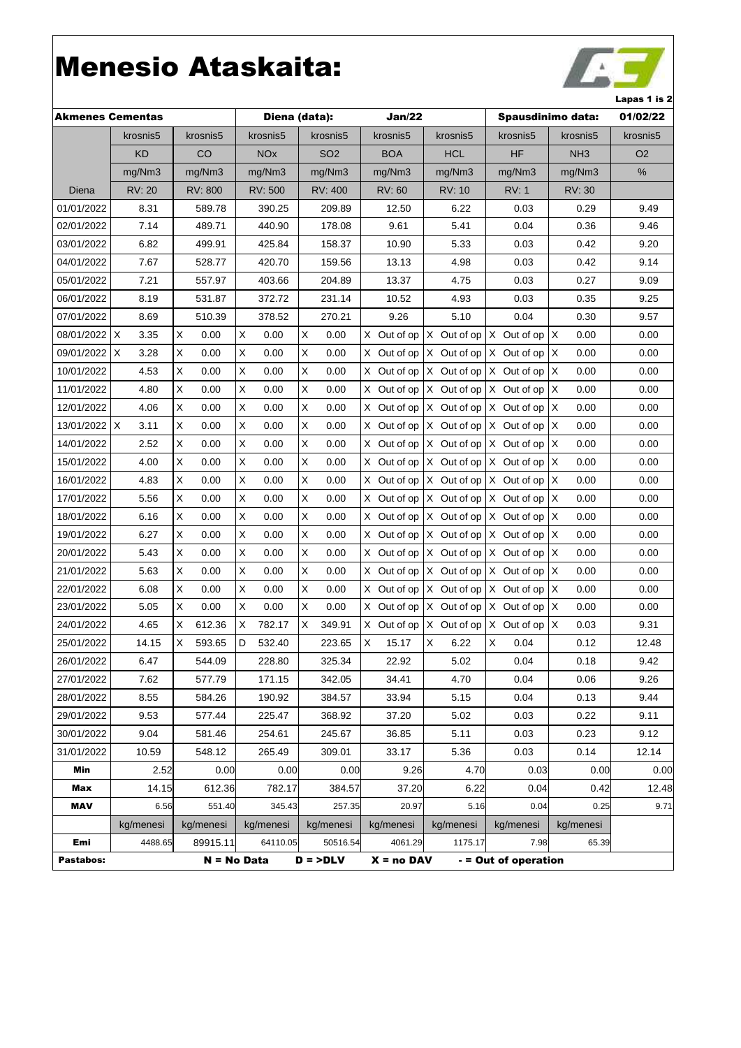# Menesio Ataskaita:

| Akmenes Cementas | | | Diena (data): | | Jan/22 | | Spausdinimo data: | | 01/02/22 |
|---|---|---|---|---|---|---|---|---|---|
| | krosnis5 | krosnis5 | krosnis5 | krosnis5 | krosnis5 | krosnis5 | krosnis5 | krosnis5 | krosnis5 |
| | KD | CO | NOx | SO2 | BOA | HCL | HF | NH3 | O2 |
| | mg/Nm3 | mg/Nm3 | mg/Nm3 | mg/Nm3 | mg/Nm3 | mg/Nm3 | mg/Nm3 | mg/Nm3 | % |
| Diena | RV: 20 | RV: 800 | RV: 500 | RV: 400 | RV: 60 | RV: 10 | RV: 1 | RV: 30 | |
| 01/01/2022 | 8.31 | 589.78 | 390.25 | 209.89 | 12.50 | 6.22 | 0.03 | 0.29 | 9.49 |
| 02/01/2022 | 7.14 | 489.71 | 440.90 | 178.08 | 9.61 | 5.41 | 0.04 | 0.36 | 9.46 |
| 03/01/2022 | 6.82 | 499.91 | 425.84 | 158.37 | 10.90 | 5.33 | 0.03 | 0.42 | 9.20 |
| 04/01/2022 | 7.67 | 528.77 | 420.70 | 159.56 | 13.13 | 4.98 | 0.03 | 0.42 | 9.14 |
| 05/01/2022 | 7.21 | 557.97 | 403.66 | 204.89 | 13.37 | 4.75 | 0.03 | 0.27 | 9.09 |
| 06/01/2022 | 8.19 | 531.87 | 372.72 | 231.14 | 10.52 | 4.93 | 0.03 | 0.35 | 9.25 |
| 07/01/2022 | 8.69 | 510.39 | 378.52 | 270.21 | 9.26 | 5.10 | 0.04 | 0.30 | 9.57 |
| 08/01/2022 | X 3.35 | X 0.00 | X 0.00 | X 0.00 | X Out of op | X Out of op | X Out of op | X 0.00 | 0.00 |
| 09/01/2022 | X 3.28 | X 0.00 | X 0.00 | X 0.00 | X Out of op | X Out of op | X Out of op | X 0.00 | 0.00 |
| 10/01/2022 | 4.53 | X 0.00 | X 0.00 | X 0.00 | X Out of op | X Out of op | X Out of op | X 0.00 | 0.00 |
| 11/01/2022 | 4.80 | X 0.00 | X 0.00 | X 0.00 | X Out of op | X Out of op | X Out of op | X 0.00 | 0.00 |
| 12/01/2022 | 4.06 | X 0.00 | X 0.00 | X 0.00 | X Out of op | X Out of op | X Out of op | X 0.00 | 0.00 |
| 13/01/2022 | X 3.11 | X 0.00 | X 0.00 | X 0.00 | X Out of op | X Out of op | X Out of op | X 0.00 | 0.00 |
| 14/01/2022 | 2.52 | X 0.00 | X 0.00 | X 0.00 | X Out of op | X Out of op | X Out of op | X 0.00 | 0.00 |
| 15/01/2022 | 4.00 | X 0.00 | X 0.00 | X 0.00 | X Out of op | X Out of op | X Out of op | X 0.00 | 0.00 |
| 16/01/2022 | 4.83 | X 0.00 | X 0.00 | X 0.00 | X Out of op | X Out of op | X Out of op | X 0.00 | 0.00 |
| 17/01/2022 | 5.56 | X 0.00 | X 0.00 | X 0.00 | X Out of op | X Out of op | X Out of op | X 0.00 | 0.00 |
| 18/01/2022 | 6.16 | X 0.00 | X 0.00 | X 0.00 | X Out of op | X Out of op | X Out of op | X 0.00 | 0.00 |
| 19/01/2022 | 6.27 | X 0.00 | X 0.00 | X 0.00 | X Out of op | X Out of op | X Out of op | X 0.00 | 0.00 |
| 20/01/2022 | 5.43 | X 0.00 | X 0.00 | X 0.00 | X Out of op | X Out of op | X Out of op | X 0.00 | 0.00 |
| 21/01/2022 | 5.63 | X 0.00 | X 0.00 | X 0.00 | X Out of op | X Out of op | X Out of op | X 0.00 | 0.00 |
| 22/01/2022 | 6.08 | X 0.00 | X 0.00 | X 0.00 | X Out of op | X Out of op | X Out of op | X 0.00 | 0.00 |
| 23/01/2022 | 5.05 | X 0.00 | X 0.00 | X 0.00 | X Out of op | X Out of op | X Out of op | X 0.00 | 0.00 |
| 24/01/2022 | 4.65 | X 612.36 | X 782.17 | X 349.91 | X Out of op | X Out of op | X Out of op | X 0.03 | 9.31 |
| 25/01/2022 | 14.15 | X 593.65 | D 532.40 | 223.65 | X 15.17 | X 6.22 | X 0.04 | 0.12 | 12.48 |
| 26/01/2022 | 6.47 | 544.09 | 228.80 | 325.34 | 22.92 | 5.02 | 0.04 | 0.18 | 9.42 |
| 27/01/2022 | 7.62 | 577.79 | 171.15 | 342.05 | 34.41 | 4.70 | 0.04 | 0.06 | 9.26 |
| 28/01/2022 | 8.55 | 584.26 | 190.92 | 384.57 | 33.94 | 5.15 | 0.04 | 0.13 | 9.44 |
| 29/01/2022 | 9.53 | 577.44 | 225.47 | 368.92 | 37.20 | 5.02 | 0.03 | 0.22 | 9.11 |
| 30/01/2022 | 9.04 | 581.46 | 254.61 | 245.67 | 36.85 | 5.11 | 0.03 | 0.23 | 9.12 |
| 31/01/2022 | 10.59 | 548.12 | 265.49 | 309.01 | 33.17 | 5.36 | 0.03 | 0.14 | 12.14 |
| **Min** | 2.52 | 0.00 | 0.00 | 0.00 | 9.26 | 4.70 | 0.03 | 0.00 | 0.00 |
| **Max** | 14.15 | 612.36 | 782.17 | 384.57 | 37.20 | 6.22 | 0.04 | 0.42 | 12.48 |
| **MAV** | 6.56 | 551.40 | 345.43 | 257.35 | 20.97 | 5.16 | 0.04 | 0.25 | 9.71 |
| | kg/menesi | kg/menesi | kg/menesi | kg/menesi | kg/menesi | kg/menesi | kg/menesi | kg/menesi | |
| **Emi** | 4488.65 | 89915.11 | 64110.05 | 50516.54 | 4061.29 | 1175.17 | 7.98 | 65.39 | |

**Pastabos:** **N = No Data** **D = >DLV** **X = no DAV** **- = Out of operation**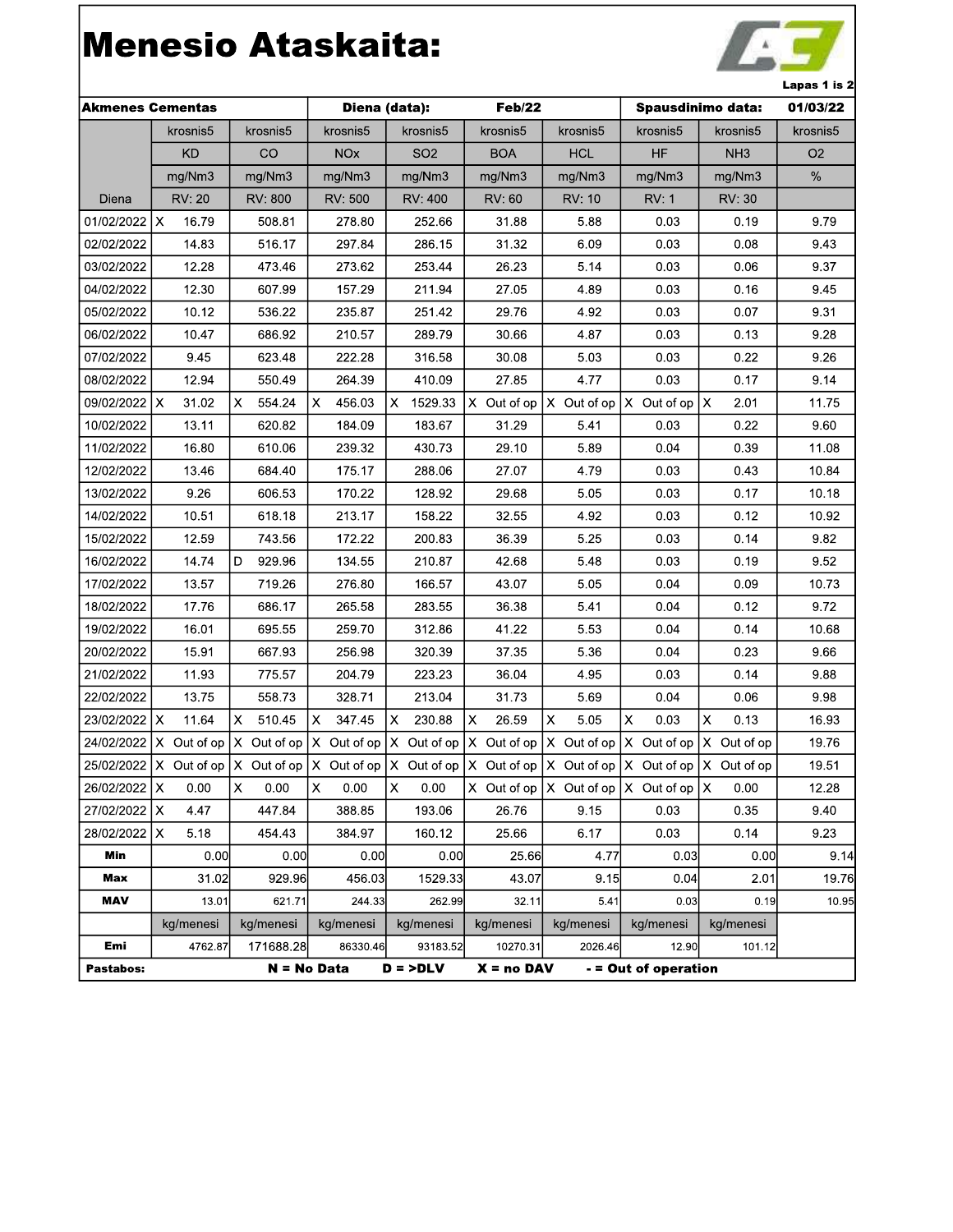# Menesio Ataskaita:

Lapas 1 is 2

| Akmenes Cementas | | | Diena (data): | | Feb/22 | | Spausdinimo data: | | 01/03/22 |
|---|---|---|---|---|---|---|---|---|---|
| | krosnis5 | krosnis5 | krosnis5 | krosnis5 | krosnis5 | krosnis5 | krosnis5 | krosnis5 | krosnis5 |
| | KD | CO | NOx | SO2 | BOA | HCL | HF | NH3 | O2 |
| | mg/Nm3 | mg/Nm3 | mg/Nm3 | mg/Nm3 | mg/Nm3 | mg/Nm3 | mg/Nm3 | mg/Nm3 | % |
| Diena | RV: 20 | RV: 800 | RV: 500 | RV: 400 | RV: 60 | RV: 10 | RV: 1 | RV: 30 | |
| 01/02/2022 | X 16.79 | 508.81 | 278.80 | 252.66 | 31.88 | 5.88 | 0.03 | 0.19 | 9.79 |
| 02/02/2022 | 14.83 | 516.17 | 297.84 | 286.15 | 31.32 | 6.09 | 0.03 | 0.08 | 9.43 |
| 03/02/2022 | 12.28 | 473.46 | 273.62 | 253.44 | 26.23 | 5.14 | 0.03 | 0.06 | 9.37 |
| 04/02/2022 | 12.30 | 607.99 | 157.29 | 211.94 | 27.05 | 4.89 | 0.03 | 0.16 | 9.45 |
| 05/02/2022 | 10.12 | 536.22 | 235.87 | 251.42 | 29.76 | 4.92 | 0.03 | 0.07 | 9.31 |
| 06/02/2022 | 10.47 | 686.92 | 210.57 | 289.79 | 30.66 | 4.87 | 0.03 | 0.13 | 9.28 |
| 07/02/2022 | 9.45 | 623.48 | 222.28 | 316.58 | 30.08 | 5.03 | 0.03 | 0.22 | 9.26 |
| 08/02/2022 | 12.94 | 550.49 | 264.39 | 410.09 | 27.85 | 4.77 | 0.03 | 0.17 | 9.14 |
| 09/02/2022 | X 31.02 | X 554.24 | X 456.03 | X 1529.33 | X Out of op | X Out of op | X Out of op | X 2.01 | 11.75 |
| 10/02/2022 | 13.11 | 620.82 | 184.09 | 183.67 | 31.29 | 5.41 | 0.03 | 0.22 | 9.60 |
| 11/02/2022 | 16.80 | 610.06 | 239.32 | 430.73 | 29.10 | 5.89 | 0.04 | 0.39 | 11.08 |
| 12/02/2022 | 13.46 | 684.40 | 175.17 | 288.06 | 27.07 | 4.79 | 0.03 | 0.43 | 10.84 |
| 13/02/2022 | 9.26 | 606.53 | 170.22 | 128.92 | 29.68 | 5.05 | 0.03 | 0.17 | 10.18 |
| 14/02/2022 | 10.51 | 618.18 | 213.17 | 158.22 | 32.55 | 4.92 | 0.03 | 0.12 | 10.92 |
| 15/02/2022 | 12.59 | 743.56 | 172.22 | 200.83 | 36.39 | 5.25 | 0.03 | 0.14 | 9.82 |
| 16/02/2022 | 14.74 | D 929.96 | 134.55 | 210.87 | 42.68 | 5.48 | 0.03 | 0.19 | 9.52 |
| 17/02/2022 | 13.57 | 719.26 | 276.80 | 166.57 | 43.07 | 5.05 | 0.04 | 0.09 | 10.73 |
| 18/02/2022 | 17.76 | 686.17 | 265.58 | 283.55 | 36.38 | 5.41 | 0.04 | 0.12 | 9.72 |
| 19/02/2022 | 16.01 | 695.55 | 259.70 | 312.86 | 41.22 | 5.53 | 0.04 | 0.14 | 10.68 |
| 20/02/2022 | 15.91 | 667.93 | 256.98 | 320.39 | 37.35 | 5.36 | 0.04 | 0.23 | 9.66 |
| 21/02/2022 | 11.93 | 775.57 | 204.79 | 223.23 | 36.04 | 4.95 | 0.03 | 0.14 | 9.88 |
| 22/02/2022 | 13.75 | 558.73 | 328.71 | 213.04 | 31.73 | 5.69 | 0.04 | 0.06 | 9.98 |
| 23/02/2022 | X 11.64 | X 510.45 | X 347.45 | X 230.88 | X 26.59 | X 5.05 | X 0.03 | X 0.13 | 16.93 |
| 24/02/2022 | X Out of op | X Out of op | X Out of op | X Out of op | X Out of op | X Out of op | X Out of op | X Out of op | 19.76 |
| 25/02/2022 | X Out of op | X Out of op | X Out of op | X Out of op | X Out of op | X Out of op | X Out of op | X Out of op | 19.51 |
| 26/02/2022 | X 0.00 | X 0.00 | X 0.00 | X 0.00 | X Out of op | X Out of op | X Out of op | X 0.00 | 12.28 |
| 27/02/2022 | X 4.47 | 447.84 | 388.85 | 193.06 | 26.76 | 9.15 | 0.03 | 0.35 | 9.40 |
| 28/02/2022 | X 5.18 | 454.43 | 384.97 | 160.12 | 25.66 | 6.17 | 0.03 | 0.14 | 9.23 |
| **Min** | 0.00 | 0.00 | 0.00 | 0.00 | 25.66 | 4.77 | 0.03 | 0.00 | 9.14 |
| **Max** | 31.02 | 929.96 | 456.03 | 1529.33 | 43.07 | 9.15 | 0.04 | 2.01 | 19.76 |
| **MAV** | 13.01 | 621.71 | 244.33 | 262.99 | 32.11 | 5.41 | 0.03 | 0.19 | 10.95 |
| | kg/menesi | kg/menesi | kg/menesi | kg/menesi | kg/menesi | kg/menesi | kg/menesi | kg/menesi | |
| **Emi** | 4762.87 | 171688.28 | 86330.46 | 93183.52 | 10270.31 | 2026.46 | 12.90 | 101.12 | |

**Pastabos:** **N = No Data** **D = >DLV** **X = no DAV** **- = Out of operation**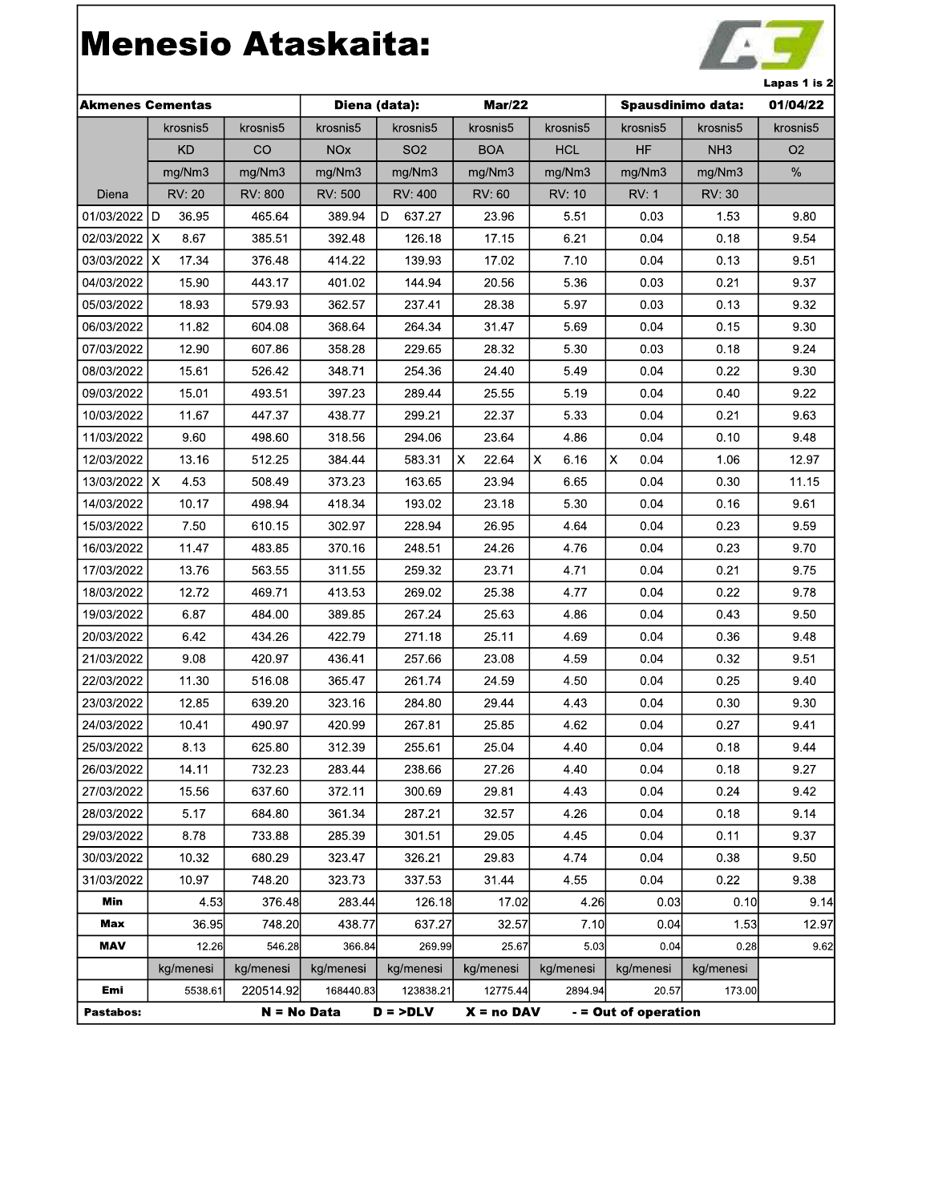# Menesio Ataskaita:

Lapas 1 is 2

| Akmenes Cementas | | | Diena (data): | | Mar/22 | | Spausdinimo data: | | 01/04/22 |
|---|---|---|---|---|---|---|---|---|---|
| | krosnis5 | krosnis5 | krosnis5 | krosnis5 | krosnis5 | krosnis5 | krosnis5 | krosnis5 | krosnis5 |
| | KD | CO | NOx | SO2 | BOA | HCL | HF | NH3 | O2 |
| | mg/Nm3 | mg/Nm3 | mg/Nm3 | mg/Nm3 | mg/Nm3 | mg/Nm3 | mg/Nm3 | mg/Nm3 | % |
| Diena | RV: 20 | RV: 800 | RV: 500 | RV: 400 | RV: 60 | RV: 10 | RV: 1 | RV: 30 | |
| 01/03/2022 | D 36.95 | 465.64 | 389.94 | D 637.27 | 23.96 | 5.51 | 0.03 | 1.53 | 9.80 |
| 02/03/2022 | X 8.67 | 385.51 | 392.48 | 126.18 | 17.15 | 6.21 | 0.04 | 0.18 | 9.54 |
| 03/03/2022 | X 17.34 | 376.48 | 414.22 | 139.93 | 17.02 | 7.10 | 0.04 | 0.13 | 9.51 |
| 04/03/2022 | 15.90 | 443.17 | 401.02 | 144.94 | 20.56 | 5.36 | 0.03 | 0.21 | 9.37 |
| 05/03/2022 | 18.93 | 579.93 | 362.57 | 237.41 | 28.38 | 5.97 | 0.03 | 0.13 | 9.32 |
| 06/03/2022 | 11.82 | 604.08 | 368.64 | 264.34 | 31.47 | 5.69 | 0.04 | 0.15 | 9.30 |
| 07/03/2022 | 12.90 | 607.86 | 358.28 | 229.65 | 28.32 | 5.30 | 0.03 | 0.18 | 9.24 |
| 08/03/2022 | 15.61 | 526.42 | 348.71 | 254.36 | 24.40 | 5.49 | 0.04 | 0.22 | 9.30 |
| 09/03/2022 | 15.01 | 493.51 | 397.23 | 289.44 | 25.55 | 5.19 | 0.04 | 0.40 | 9.22 |
| 10/03/2022 | 11.67 | 447.37 | 438.77 | 299.21 | 22.37 | 5.33 | 0.04 | 0.21 | 9.63 |
| 11/03/2022 | 9.60 | 498.60 | 318.56 | 294.06 | 23.64 | 4.86 | 0.04 | 0.10 | 9.48 |
| 12/03/2022 | 13.16 | 512.25 | 384.44 | 583.31 | X 22.64 | X 6.16 | X 0.04 | 1.06 | 12.97 |
| 13/03/2022 | X 4.53 | 508.49 | 373.23 | 163.65 | 23.94 | 6.65 | 0.04 | 0.30 | 11.15 |
| 14/03/2022 | 10.17 | 498.94 | 418.34 | 193.02 | 23.18 | 5.30 | 0.04 | 0.16 | 9.61 |
| 15/03/2022 | 7.50 | 610.15 | 302.97 | 228.94 | 26.95 | 4.64 | 0.04 | 0.23 | 9.59 |
| 16/03/2022 | 11.47 | 483.85 | 370.16 | 248.51 | 24.26 | 4.76 | 0.04 | 0.23 | 9.70 |
| 17/03/2022 | 13.76 | 563.55 | 311.55 | 259.32 | 23.71 | 4.71 | 0.04 | 0.21 | 9.75 |
| 18/03/2022 | 12.72 | 469.71 | 413.53 | 269.02 | 25.38 | 4.77 | 0.04 | 0.22 | 9.78 |
| 19/03/2022 | 6.87 | 484.00 | 389.85 | 267.24 | 25.63 | 4.86 | 0.04 | 0.43 | 9.50 |
| 20/03/2022 | 6.42 | 434.26 | 422.79 | 271.18 | 25.11 | 4.69 | 0.04 | 0.36 | 9.48 |
| 21/03/2022 | 9.08 | 420.97 | 436.41 | 257.66 | 23.08 | 4.59 | 0.04 | 0.32 | 9.51 |
| 22/03/2022 | 11.30 | 516.08 | 365.47 | 261.74 | 24.59 | 4.50 | 0.04 | 0.25 | 9.40 |
| 23/03/2022 | 12.85 | 639.20 | 323.16 | 284.80 | 29.44 | 4.43 | 0.04 | 0.30 | 9.30 |
| 24/03/2022 | 10.41 | 490.97 | 420.99 | 267.81 | 25.85 | 4.62 | 0.04 | 0.27 | 9.41 |
| 25/03/2022 | 8.13 | 625.80 | 312.39 | 255.61 | 25.04 | 4.40 | 0.04 | 0.18 | 9.44 |
| 26/03/2022 | 14.11 | 732.23 | 283.44 | 238.66 | 27.26 | 4.40 | 0.04 | 0.18 | 9.27 |
| 27/03/2022 | 15.56 | 637.60 | 372.11 | 300.69 | 29.81 | 4.43 | 0.04 | 0.24 | 9.42 |
| 28/03/2022 | 5.17 | 684.80 | 361.34 | 287.21 | 32.57 | 4.26 | 0.04 | 0.18 | 9.14 |
| 29/03/2022 | 8.78 | 733.88 | 285.39 | 301.51 | 29.05 | 4.45 | 0.04 | 0.11 | 9.37 |
| 30/03/2022 | 10.32 | 680.29 | 323.47 | 326.21 | 29.83 | 4.74 | 0.04 | 0.38 | 9.50 |
| 31/03/2022 | 10.97 | 748.20 | 323.73 | 337.53 | 31.44 | 4.55 | 0.04 | 0.22 | 9.38 |
| **Min** | 4.53 | 376.48 | 283.44 | 126.18 | 17.02 | 4.26 | 0.03 | 0.10 | 9.14 |
| **Max** | 36.95 | 748.20 | 438.77 | 637.27 | 32.57 | 7.10 | 0.04 | 1.53 | 12.97 |
| **MAV** | 12.26 | 546.28 | 366.84 | 269.99 | 25.67 | 5.03 | 0.04 | 0.28 | 9.62 |
| | kg/menesi | kg/menesi | kg/menesi | kg/menesi | kg/menesi | kg/menesi | kg/menesi | kg/menesi | |
| **Emi** | 5538.61 | 220514.92 | 168440.83 | 123838.21 | 12775.44 | 2894.94 | 20.57 | 173.00 | |

**Pastabos:** **N = No Data** **D = >DLV** **X = no DAV** **- = Out of operation**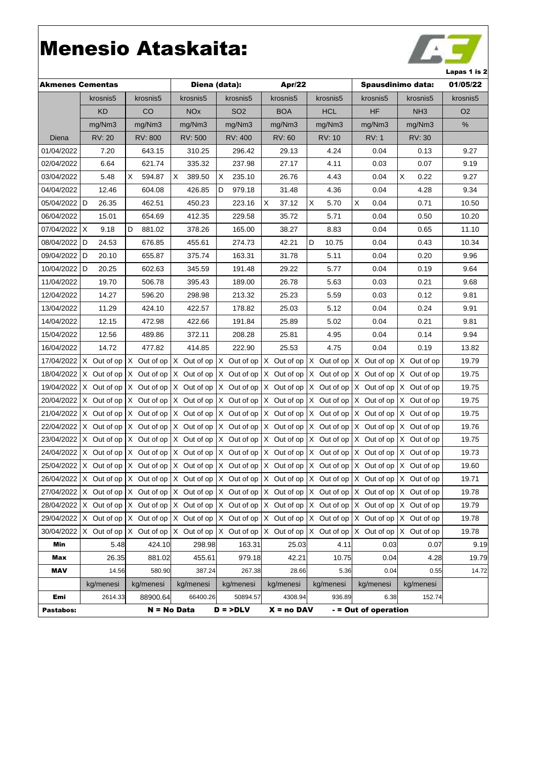# Menesio Ataskaita:

| Akmenes Cementas | | | Diena (data): | | Apr/22 | | Spausdinimo data: | | 01/05/22 |
|---|---|---|---|---|---|---|---|---|---|
| | krosnis5 | krosnis5 | krosnis5 | krosnis5 | krosnis5 | krosnis5 | krosnis5 | krosnis5 | krosnis5 |
| | KD | CO | NOx | SO2 | BOA | HCL | HF | NH3 | O2 |
| | mg/Nm3 | mg/Nm3 | mg/Nm3 | mg/Nm3 | mg/Nm3 | mg/Nm3 | mg/Nm3 | mg/Nm3 | % |
| Diena | RV: 20 | RV: 800 | RV: 500 | RV: 400 | RV: 60 | RV: 10 | RV: 1 | RV: 30 | |
| 01/04/2022 | 7.20 | 643.15 | 310.25 | 296.42 | 29.13 | 4.24 | 0.04 | 0.13 | 9.27 |
| 02/04/2022 | 6.64 | 621.74 | 335.32 | 237.98 | 27.17 | 4.11 | 0.03 | 0.07 | 9.19 |
| 03/04/2022 | 5.48 | X 594.87 | X 389.50 | X 235.10 | 26.76 | 4.43 | 0.04 | X 0.22 | 9.27 |
| 04/04/2022 | 12.46 | 604.08 | 426.85 | D 979.18 | 31.48 | 4.36 | 0.04 | 4.28 | 9.34 |
| 05/04/2022 | D 26.35 | 462.51 | 450.23 | 223.16 | X 37.12 | X 5.70 | X 0.04 | 0.71 | 10.50 |
| 06/04/2022 | 15.01 | 654.69 | 412.35 | 229.58 | 35.72 | 5.71 | 0.04 | 0.50 | 10.20 |
| 07/04/2022 | X 9.18 | D 881.02 | 378.26 | 165.00 | 38.27 | 8.83 | 0.04 | 0.65 | 11.10 |
| 08/04/2022 | D 24.53 | 676.85 | 455.61 | 274.73 | 42.21 | D 10.75 | 0.04 | 0.43 | 10.34 |
| 09/04/2022 | D 20.10 | 655.87 | 375.74 | 163.31 | 31.78 | 5.11 | 0.04 | 0.20 | 9.96 |
| 10/04/2022 | D 20.25 | 602.63 | 345.59 | 191.48 | 29.22 | 5.77 | 0.04 | 0.19 | 9.64 |
| 11/04/2022 | 19.70 | 506.78 | 395.43 | 189.00 | 26.78 | 5.63 | 0.03 | 0.21 | 9.68 |
| 12/04/2022 | 14.27 | 596.20 | 298.98 | 213.32 | 25.23 | 5.59 | 0.03 | 0.12 | 9.81 |
| 13/04/2022 | 11.29 | 424.10 | 422.57 | 178.82 | 25.03 | 5.12 | 0.04 | 0.24 | 9.91 |
| 14/04/2022 | 12.15 | 472.98 | 422.66 | 191.84 | 25.89 | 5.02 | 0.04 | 0.21 | 9.81 |
| 15/04/2022 | 12.56 | 489.86 | 372.11 | 208.28 | 25.81 | 4.95 | 0.04 | 0.14 | 9.94 |
| 16/04/2022 | 14.72 | 477.82 | 414.85 | 222.90 | 25.53 | 4.75 | 0.04 | 0.19 | 13.82 |
| 17/04/2022 | X Out of op | X Out of op | X Out of op | X Out of op | X Out of op | X Out of op | X Out of op | X Out of op | 19.79 |
| 18/04/2022 | X Out of op | X Out of op | X Out of op | X Out of op | X Out of op | X Out of op | X Out of op | X Out of op | 19.75 |
| 19/04/2022 | X Out of op | X Out of op | X Out of op | X Out of op | X Out of op | X Out of op | X Out of op | X Out of op | 19.75 |
| 20/04/2022 | X Out of op | X Out of op | X Out of op | X Out of op | X Out of op | X Out of op | X Out of op | X Out of op | 19.75 |
| 21/04/2022 | X Out of op | X Out of op | X Out of op | X Out of op | X Out of op | X Out of op | X Out of op | X Out of op | 19.75 |
| 22/04/2022 | X Out of op | X Out of op | X Out of op | X Out of op | X Out of op | X Out of op | X Out of op | X Out of op | 19.76 |
| 23/04/2022 | X Out of op | X Out of op | X Out of op | X Out of op | X Out of op | X Out of op | X Out of op | X Out of op | 19.75 |
| 24/04/2022 | X Out of op | X Out of op | X Out of op | X Out of op | X Out of op | X Out of op | X Out of op | X Out of op | 19.73 |
| 25/04/2022 | X Out of op | X Out of op | X Out of op | X Out of op | X Out of op | X Out of op | X Out of op | X Out of op | 19.60 |
| 26/04/2022 | X Out of op | X Out of op | X Out of op | X Out of op | X Out of op | X Out of op | X Out of op | X Out of op | 19.71 |
| 27/04/2022 | X Out of op | X Out of op | X Out of op | X Out of op | X Out of op | X Out of op | X Out of op | X Out of op | 19.78 |
| 28/04/2022 | X Out of op | X Out of op | X Out of op | X Out of op | X Out of op | X Out of op | X Out of op | X Out of op | 19.79 |
| 29/04/2022 | X Out of op | X Out of op | X Out of op | X Out of op | X Out of op | X Out of op | X Out of op | X Out of op | 19.78 |
| 30/04/2022 | X Out of op | X Out of op | X Out of op | X Out of op | X Out of op | X Out of op | X Out of op | X Out of op | 19.78 |
| **Min** | 5.48 | 424.10 | 298.98 | 163.31 | 25.03 | 4.11 | 0.03 | 0.07 | 9.19 |
| **Max** | 26.35 | 881.02 | 455.61 | 979.18 | 42.21 | 10.75 | 0.04 | 4.28 | 19.79 |
| **MAV** | 14.56 | 580.90 | 387.24 | 267.38 | 28.66 | 5.36 | 0.04 | 0.55 | 14.72 |
| | kg/menesi | kg/menesi | kg/menesi | kg/menesi | kg/menesi | kg/menesi | kg/menesi | kg/menesi | |
| **Emi** | 2614.33 | 88900.64 | 66400.26 | 50894.57 | 4308.94 | 936.89 | 6.38 | 152.74 | |

**Pastabos:** **N = No Data** **D = >DLV** **X = no DAV** **- = Out of operation**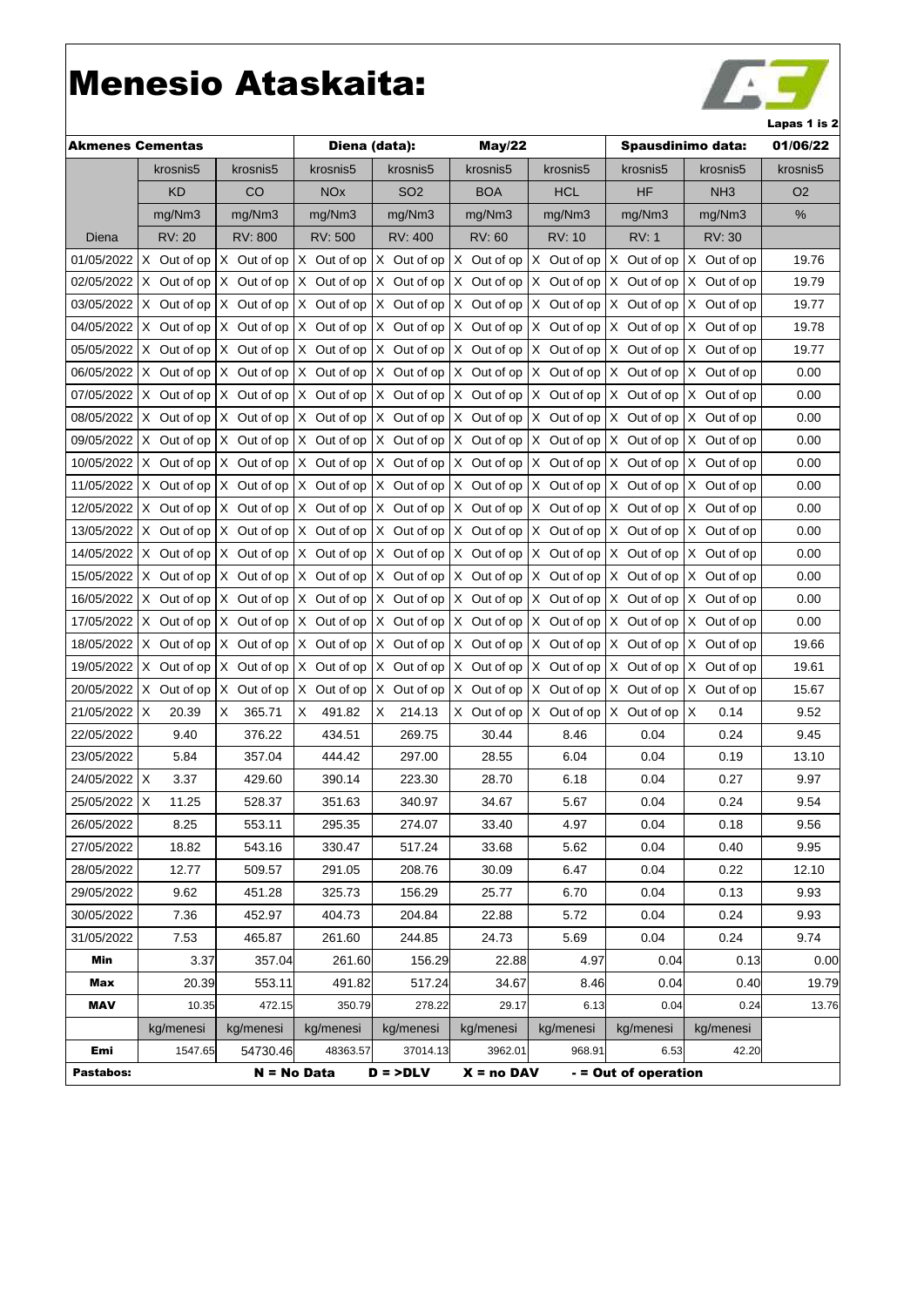# Menesio Ataskaita:

| Akmenes Cementas | | | Diena (data): | | May/22 | | Spausdinimo data: | | 01/06/22 |
|---|---|---|---|---|---|---|---|---|---|
| | krosnis5 | krosnis5 | krosnis5 | krosnis5 | krosnis5 | krosnis5 | krosnis5 | krosnis5 | krosnis5 |
| | KD | CO | NOx | SO2 | BOA | HCL | HF | NH3 | O2 |
| | mg/Nm3 | mg/Nm3 | mg/Nm3 | mg/Nm3 | mg/Nm3 | mg/Nm3 | mg/Nm3 | mg/Nm3 | % |
| Diena | RV: 20 | RV: 800 | RV: 500 | RV: 400 | RV: 60 | RV: 10 | RV: 1 | RV: 30 | |
| 01/05/2022 | X Out of op | X Out of op | X Out of op | X Out of op | X Out of op | X Out of op | X Out of op | X Out of op | 19.76 |
| 02/05/2022 | X Out of op | X Out of op | X Out of op | X Out of op | X Out of op | X Out of op | X Out of op | X Out of op | 19.79 |
| 03/05/2022 | X Out of op | X Out of op | X Out of op | X Out of op | X Out of op | X Out of op | X Out of op | X Out of op | 19.77 |
| 04/05/2022 | X Out of op | X Out of op | X Out of op | X Out of op | X Out of op | X Out of op | X Out of op | X Out of op | 19.78 |
| 05/05/2022 | X Out of op | X Out of op | X Out of op | X Out of op | X Out of op | X Out of op | X Out of op | X Out of op | 19.77 |
| 06/05/2022 | X Out of op | X Out of op | X Out of op | X Out of op | X Out of op | X Out of op | X Out of op | X Out of op | 0.00 |
| 07/05/2022 | X Out of op | X Out of op | X Out of op | X Out of op | X Out of op | X Out of op | X Out of op | X Out of op | 0.00 |
| 08/05/2022 | X Out of op | X Out of op | X Out of op | X Out of op | X Out of op | X Out of op | X Out of op | X Out of op | 0.00 |
| 09/05/2022 | X Out of op | X Out of op | X Out of op | X Out of op | X Out of op | X Out of op | X Out of op | X Out of op | 0.00 |
| 10/05/2022 | X Out of op | X Out of op | X Out of op | X Out of op | X Out of op | X Out of op | X Out of op | X Out of op | 0.00 |
| 11/05/2022 | X Out of op | X Out of op | X Out of op | X Out of op | X Out of op | X Out of op | X Out of op | X Out of op | 0.00 |
| 12/05/2022 | X Out of op | X Out of op | X Out of op | X Out of op | X Out of op | X Out of op | X Out of op | X Out of op | 0.00 |
| 13/05/2022 | X Out of op | X Out of op | X Out of op | X Out of op | X Out of op | X Out of op | X Out of op | X Out of op | 0.00 |
| 14/05/2022 | X Out of op | X Out of op | X Out of op | X Out of op | X Out of op | X Out of op | X Out of op | X Out of op | 0.00 |
| 15/05/2022 | X Out of op | X Out of op | X Out of op | X Out of op | X Out of op | X Out of op | X Out of op | X Out of op | 0.00 |
| 16/05/2022 | X Out of op | X Out of op | X Out of op | X Out of op | X Out of op | X Out of op | X Out of op | X Out of op | 0.00 |
| 17/05/2022 | X Out of op | X Out of op | X Out of op | X Out of op | X Out of op | X Out of op | X Out of op | X Out of op | 0.00 |
| 18/05/2022 | X Out of op | X Out of op | X Out of op | X Out of op | X Out of op | X Out of op | X Out of op | X Out of op | 19.66 |
| 19/05/2022 | X Out of op | X Out of op | X Out of op | X Out of op | X Out of op | X Out of op | X Out of op | X Out of op | 19.61 |
| 20/05/2022 | X Out of op | X Out of op | X Out of op | X Out of op | X Out of op | X Out of op | X Out of op | X Out of op | 15.67 |
| 21/05/2022 | X 20.39 | X 365.71 | X 491.82 | X 214.13 | X Out of op | X Out of op | X Out of op | X 0.14 | 9.52 |
| 22/05/2022 | 9.40 | 376.22 | 434.51 | 269.75 | 30.44 | 8.46 | 0.04 | 0.24 | 9.45 |
| 23/05/2022 | 5.84 | 357.04 | 444.42 | 297.00 | 28.55 | 6.04 | 0.04 | 0.19 | 13.10 |
| 24/05/2022 | X 3.37 | 429.60 | 390.14 | 223.30 | 28.70 | 6.18 | 0.04 | 0.27 | 9.97 |
| 25/05/2022 | X 11.25 | 528.37 | 351.63 | 340.97 | 34.67 | 5.67 | 0.04 | 0.24 | 9.54 |
| 26/05/2022 | 8.25 | 553.11 | 295.35 | 274.07 | 33.40 | 4.97 | 0.04 | 0.18 | 9.56 |
| 27/05/2022 | 18.82 | 543.16 | 330.47 | 517.24 | 33.68 | 5.62 | 0.04 | 0.40 | 9.95 |
| 28/05/2022 | 12.77 | 509.57 | 291.05 | 208.76 | 30.09 | 6.47 | 0.04 | 0.22 | 12.10 |
| 29/05/2022 | 9.62 | 451.28 | 325.73 | 156.29 | 25.77 | 6.70 | 0.04 | 0.13 | 9.93 |
| 30/05/2022 | 7.36 | 452.97 | 404.73 | 204.84 | 22.88 | 5.72 | 0.04 | 0.24 | 9.93 |
| 31/05/2022 | 7.53 | 465.87 | 261.60 | 244.85 | 24.73 | 5.69 | 0.04 | 0.24 | 9.74 |
| **Min** | 3.37 | 357.04 | 261.60 | 156.29 | 22.88 | 4.97 | 0.04 | 0.13 | 0.00 |
| **Max** | 20.39 | 553.11 | 491.82 | 517.24 | 34.67 | 8.46 | 0.04 | 0.40 | 19.79 |
| **MAV** | 10.35 | 472.15 | 350.79 | 278.22 | 29.17 | 6.13 | 0.04 | 0.24 | 13.76 |
| | kg/menesi | kg/menesi | kg/menesi | kg/menesi | kg/menesi | kg/menesi | kg/menesi | kg/menesi | |
| **Emi** | 1547.65 | 54730.46 | 48363.57 | 37014.13 | 3962.01 | 968.91 | 6.53 | 42.20 | |

**Pastabos:** **N = No Data** **D = >DLV** **X = no DAV** **- = Out of operation**